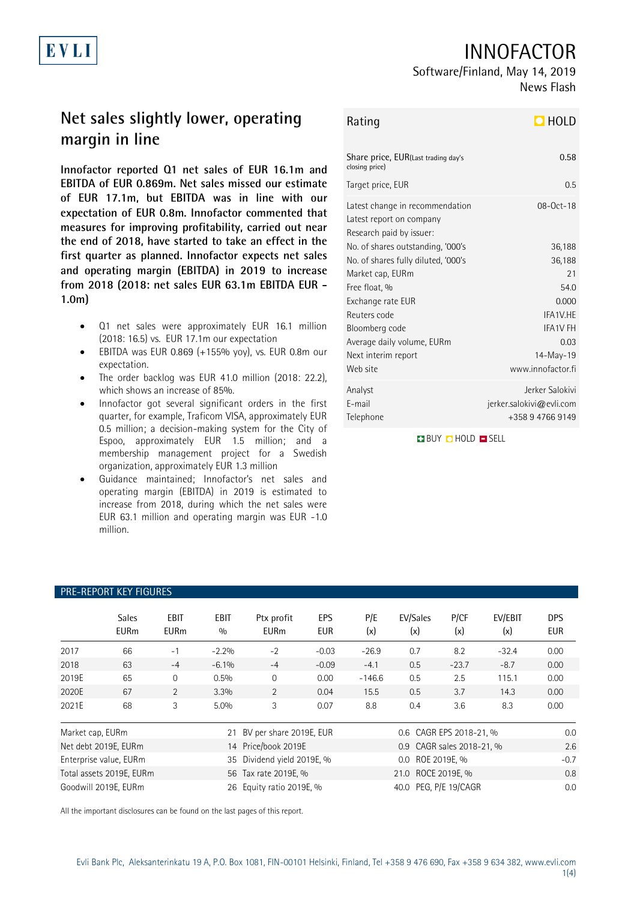EVLI

# INNOFACTOR

Software/Finland, May 14, 2019
News Flash

## Net sales slightly lower, operating margin in line

**Innofactor reported Q1 net sales of EUR 16.1m and EBITDA of EUR 0.869m. Net sales missed our estimate of EUR 17.1m, but EBITDA was in line with our expectation of EUR 0.8m. Innofactor commented that measures for improving profitability, carried out near the end of 2018, have started to take an effect in the first quarter as planned. Innofactor expects net sales and operating margin (EBITDA) in 2019 to increase from 2018 (2018: net sales EUR 63.1m EBITDA EUR -1.0m)**

- Q1 net sales were approximately EUR 16.1 million (2018: 16.5) vs. EUR 17.1m our expectation
- EBITDA was EUR 0.869 (+155% yoy), vs. EUR 0.8m our expectation.
- The order backlog was EUR 41.0 million (2018: 22.2), which shows an increase of 85%.
- Innofactor got several significant orders in the first quarter, for example, Traficom VISA, approximately EUR 0.5 million; a decision-making system for the City of Espoo, approximately EUR 1.5 million; and a membership management project for a Swedish organization, approximately EUR 1.3 million
- Guidance maintained; Innofactor's net sales and operating margin (EBITDA) in 2019 is estimated to increase from 2018, during which the net sales were EUR 63.1 million and operating margin was EUR -1.0 million.

| Rating | HOLD |
|---|---|
| Share price, EUR (Last trading day's closing price) | 0.58 |
| Target price, EUR | 0.5 |
| Latest change in recommendation | 08-Oct-18 |
| Latest report on company | |
| Research paid by issuer: | |
| No. of shares outstanding, '000's | 36,188 |
| No. of shares fully diluted, '000's | 36,188 |
| Market cap, EURm | 21 |
| Free float, % | 54.0 |
| Exchange rate EUR | 0.000 |
| Reuters code | IFA1V.HE |
| Bloomberg code | IFA1V FH |
| Average daily volume, EURm | 0.03 |
| Next interim report | 14-May-19 |
| Web site | www.innofactor.fi |
| Analyst | Jerker Salokivi |
| E-mail | jerker.salokivi@evli.com |
| Telephone | +358 9 4766 9149 |

BUY HOLD SELL

### PRE-REPORT KEY FIGURES

| | Sales EURm | EBIT EURm | EBIT % | Ptx profit EURm | EPS EUR | P/E (x) | EV/Sales (x) | P/CF (x) | EV/EBIT (x) | DPS EUR |
|---|---|---|---|---|---|---|---|---|---|---|
| 2017 | 66 | -1 | -2.2% | -2 | -0.03 | -26.9 | 0.7 | 8.2 | -32.4 | 0.00 |
| 2018 | 63 | -4 | -6.1% | -4 | -0.09 | -4.1 | 0.5 | -23.7 | -8.7 | 0.00 |
| 2019E | 65 | 0 | 0.5% | 0 | 0.00 | -146.6 | 0.5 | 2.5 | 115.1 | 0.00 |
| 2020E | 67 | 2 | 3.3% | 2 | 0.04 | 15.5 | 0.5 | 3.7 | 14.3 | 0.00 |
| 2021E | 68 | 3 | 5.0% | 3 | 0.07 | 8.8 | 0.4 | 3.6 | 8.3 | 0.00 |

| | | | | | |
|---|---|---|---|---|---|
| Market cap, EURm | 21 | BV per share 2019E, EUR | 0.6 | CAGR EPS 2018-21, % | 0.0 |
| Net debt 2019E, EURm | 14 | Price/book 2019E | 0.9 | CAGR sales 2018-21, % | 2.6 |
| Enterprise value, EURm | 35 | Dividend yield 2019E, % | 0.0 | ROE 2019E, % | -0.7 |
| Total assets 2019E, EURm | 56 | Tax rate 2019E, % | 21.0 | ROCE 2019E, % | 0.8 |
| Goodwill 2019E, EURm | 26 | Equity ratio 2019E, % | 40.0 | PEG, P/E 19/CAGR | 0.0 |

All the important disclosures can be found on the last pages of this report.

Evli Bank Plc, Aleksanterinkatu 19 A, P.O. Box 1081, FIN-00101 Helsinki, Finland, Tel +358 9 476 690, Fax +358 9 634 382, www.evli.com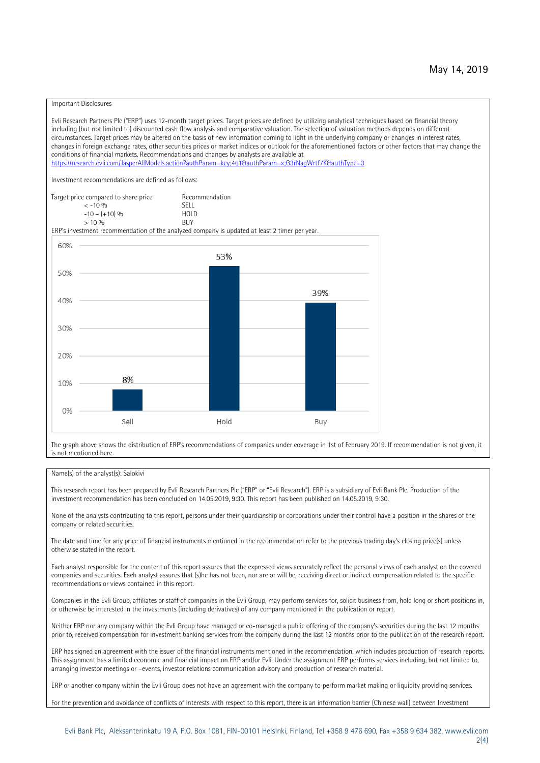Important Disclosures

Evli Research Partners Plc ("ERP") uses 12-month target prices. Target prices are defined by utilizing analytical techniques based on financial theory including (but not limited to) discounted cash flow analysis and comparative valuation. The selection of valuation methods depends on different circumstances. Target prices may be altered on the basis of new information coming to light in the underlying company or changes in interest rates, changes in foreign exchange rates, other securities prices or market indices or outlook for the aforementioned factors or other factors that may change the conditions of financial markets. Recommendations and changes by analysts are available at https://research.evli.com/JasperAllModels.action?authParam=key;461&authParam=x;G3rNagWrtf7K&authType=3

Investment recommendations are defined as follows:

| Target price compared to share price | Recommendation |
|---|---|
| < -10 % | SELL |
| -10 – (+10) % | HOLD |
| > 10 % | BUY |

ERP's investment recommendation of the analyzed company is updated at least 2 timer per year.

| | Sell | Hold | Buy |
|---|---|---|---|
| Share | 8% | 53% | 39% |

The graph above shows the distribution of ERP's recommendations of companies under coverage in 1st of February 2019. If recommendation is not given, it is not mentioned here.

Name(s) of the analyst(s): Salokivi

This research report has been prepared by Evli Research Partners Plc ("ERP" or "Evli Research"). ERP is a subsidiary of Evli Bank Plc. Production of the investment recommendation has been concluded on 14.05.2019, 9:30. This report has been published on 14.05.2019, 9:30.

None of the analysts contributing to this report, persons under their guardianship or corporations under their control have a position in the shares of the company or related securities.

The date and time for any price of financial instruments mentioned in the recommendation refer to the previous trading day's closing price(s) unless otherwise stated in the report.

Each analyst responsible for the content of this report assures that the expressed views accurately reflect the personal views of each analyst on the covered companies and securities. Each analyst assures that (s)he has not been, nor are or will be, receiving direct or indirect compensation related to the specific recommendations or views contained in this report.

Companies in the Evli Group, affiliates or staff of companies in the Evli Group, may perform services for, solicit business from, hold long or short positions in, or otherwise be interested in the investments (including derivatives) of any company mentioned in the publication or report.

Neither ERP nor any company within the Evli Group have managed or co-managed a public offering of the company's securities during the last 12 months prior to, received compensation for investment banking services from the company during the last 12 months prior to the publication of the research report.

ERP has signed an agreement with the issuer of the financial instruments mentioned in the recommendation, which includes production of research reports. This assignment has a limited economic and financial impact on ERP and/or Evli. Under the assignment ERP performs services including, but not limited to, arranging investor meetings or –events, investor relations communication advisory and production of research material.

ERP or another company within the Evli Group does not have an agreement with the company to perform market making or liquidity providing services.

For the prevention and avoidance of conflicts of interests with respect to this report, there is an information barrier (Chinese wall) between Investment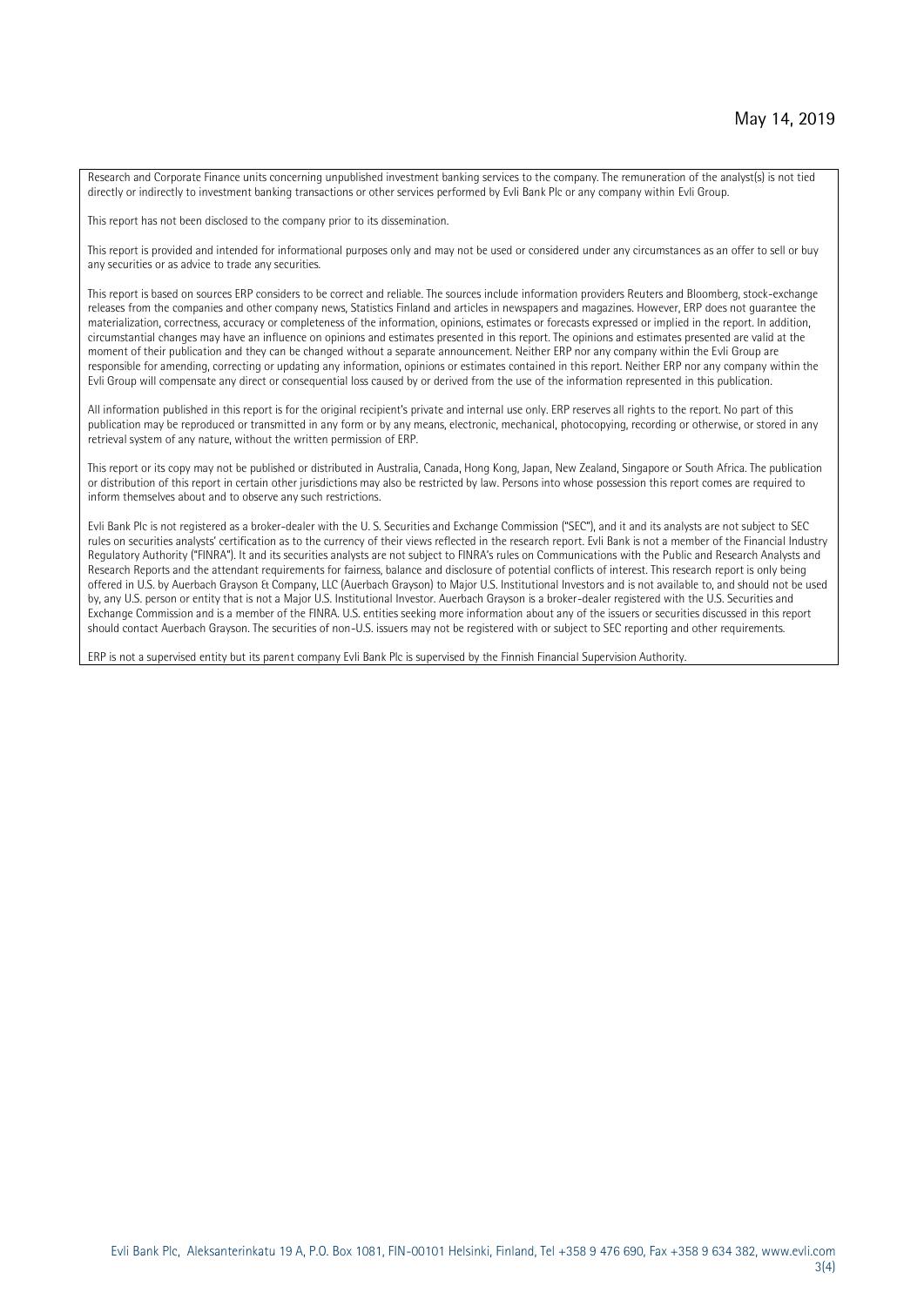Research and Corporate Finance units concerning unpublished investment banking services to the company. The remuneration of the analyst(s) is not tied directly or indirectly to investment banking transactions or other services performed by Evli Bank Plc or any company within Evli Group.

This report has not been disclosed to the company prior to its dissemination.

This report is provided and intended for informational purposes only and may not be used or considered under any circumstances as an offer to sell or buy any securities or as advice to trade any securities.

This report is based on sources ERP considers to be correct and reliable. The sources include information providers Reuters and Bloomberg, stock-exchange releases from the companies and other company news, Statistics Finland and articles in newspapers and magazines. However, ERP does not guarantee the materialization, correctness, accuracy or completeness of the information, opinions, estimates or forecasts expressed or implied in the report. In addition, circumstantial changes may have an influence on opinions and estimates presented in this report. The opinions and estimates presented are valid at the moment of their publication and they can be changed without a separate announcement. Neither ERP nor any company within the Evli Group are responsible for amending, correcting or updating any information, opinions or estimates contained in this report. Neither ERP nor any company within the Evli Group will compensate any direct or consequential loss caused by or derived from the use of the information represented in this publication.

All information published in this report is for the original recipient's private and internal use only. ERP reserves all rights to the report. No part of this publication may be reproduced or transmitted in any form or by any means, electronic, mechanical, photocopying, recording or otherwise, or stored in any retrieval system of any nature, without the written permission of ERP.

This report or its copy may not be published or distributed in Australia, Canada, Hong Kong, Japan, New Zealand, Singapore or South Africa. The publication or distribution of this report in certain other jurisdictions may also be restricted by law. Persons into whose possession this report comes are required to inform themselves about and to observe any such restrictions.

Evli Bank Plc is not registered as a broker-dealer with the U. S. Securities and Exchange Commission ("SEC"), and it and its analysts are not subject to SEC rules on securities analysts' certification as to the currency of their views reflected in the research report. Evli Bank is not a member of the Financial Industry Regulatory Authority ("FINRA"). It and its securities analysts are not subject to FINRA's rules on Communications with the Public and Research Analysts and Research Reports and the attendant requirements for fairness, balance and disclosure of potential conflicts of interest. This research report is only being offered in U.S. by Auerbach Grayson & Company, LLC (Auerbach Grayson) to Major U.S. Institutional Investors and is not available to, and should not be used by, any U.S. person or entity that is not a Major U.S. Institutional Investor. Auerbach Grayson is a broker-dealer registered with the U.S. Securities and Exchange Commission and is a member of the FINRA. U.S. entities seeking more information about any of the issuers or securities discussed in this report should contact Auerbach Grayson. The securities of non-U.S. issuers may not be registered with or subject to SEC reporting and other requirements.

ERP is not a supervised entity but its parent company Evli Bank Plc is supervised by the Finnish Financial Supervision Authority.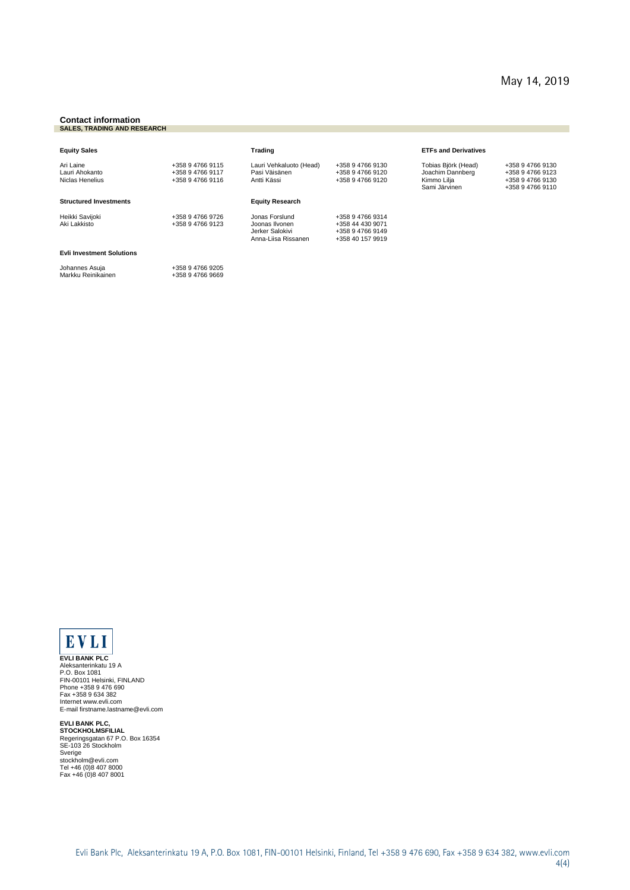May 14, 2019

## Contact information

**SALES, TRADING AND RESEARCH**

**Equity Sales**

| | |
|---|---|
| Ari Laine | +358 9 4766 9115 |
| Lauri Ahokanto | +358 9 4766 9117 |
| Niclas Henelius | +358 9 4766 9116 |

**Structured Investments**

| | |
|---|---|
| Heikki Savijoki | +358 9 4766 9726 |
| Aki Lakkisto | +358 9 4766 9123 |

**Evli Investment Solutions**

| | |
|---|---|
| Johannes Asuja | +358 9 4766 9205 |
| Markku Reinikainen | +358 9 4766 9669 |

**Trading**

| | |
|---|---|
| Lauri Vehkaluoto (Head) | +358 9 4766 9130 |
| Pasi Väisänen | +358 9 4766 9120 |
| Antti Kässi | +358 9 4766 9120 |

**Equity Research**

| | |
|---|---|
| Jonas Forslund | +358 9 4766 9314 |
| Joonas Ilvonen | +358 44 430 9071 |
| Jerker Salokivi | +358 9 4766 9149 |
| Anna-Liisa Rissanen | +358 40 157 9919 |

**ETFs and Derivatives**

| | |
|---|---|
| Tobias Björk (Head) | +358 9 4766 9130 |
| Joachim Dannberg | +358 9 4766 9123 |
| Kimmo Lilja | +358 9 4766 9130 |
| Sami Järvinen | +358 9 4766 9110 |

EVLI

**EVLI BANK PLC**
Aleksanterinkatu 19 A
P.O. Box 1081
FIN-00101 Helsinki, FINLAND
Phone +358 9 476 690
Fax +358 9 634 382
Internet www.evli.com
E-mail firstname.lastname@evli.com

**EVLI BANK PLC, STOCKHOLMSFILIAL**
Regeringsgatan 67 P.O. Box 16354
SE-103 26 Stockholm
Sverige
stockholm@evli.com
Tel +46 (0)8 407 8000
Fax +46 (0)8 407 8001